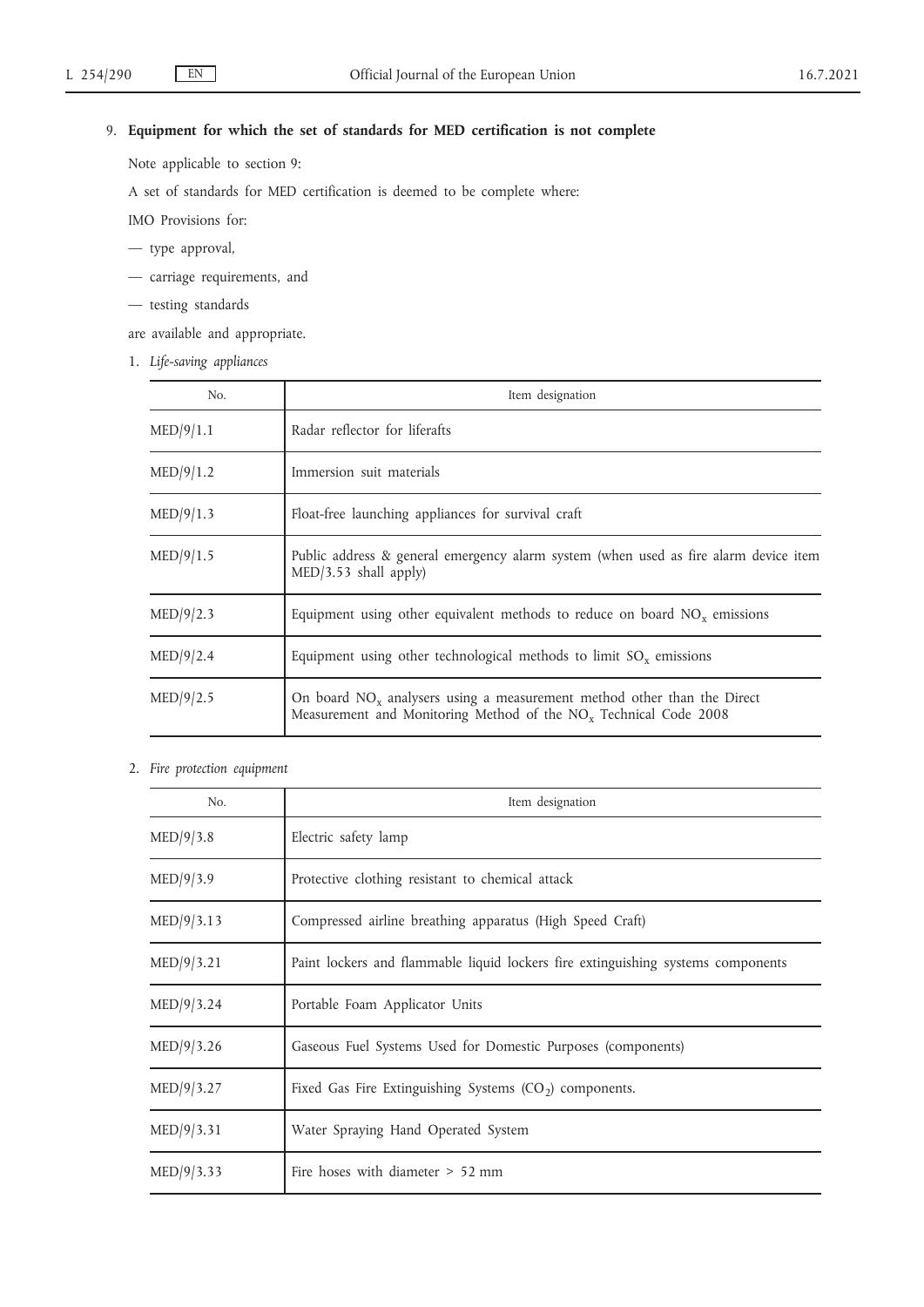9. **Equipment for which the set of standards for MED certification is not complete**

Note applicable to section 9:

A set of standards for MED certification is deemed to be complete where:

IMO Provisions for:

— type approval,

— carriage requirements, and

— testing standards

are available and appropriate.

1. *Life-saving appliances*

| No. | Item designation |
|---|---|
| MED/9/1.1 | Radar reflector for liferafts |
| MED/9/1.2 | Immersion suit materials |
| MED/9/1.3 | Float-free launching appliances for survival craft |
| MED/9/1.5 | Public address & general emergency alarm system (when used as fire alarm device item MED/3.53 shall apply) |
| MED/9/2.3 | Equipment using other equivalent methods to reduce on board $NO_x$ emissions |
| MED/9/2.4 | Equipment using other technological methods to limit $SO_x$ emissions |
| MED/9/2.5 | On board $NO_x$ analysers using a measurement method other than the Direct Measurement and Monitoring Method of the $NO_x$ Technical Code 2008 |

2. *Fire protection equipment*

| No. | Item designation |
|---|---|
| MED/9/3.8 | Electric safety lamp |
| MED/9/3.9 | Protective clothing resistant to chemical attack |
| MED/9/3.13 | Compressed airline breathing apparatus (High Speed Craft) |
| MED/9/3.21 | Paint lockers and flammable liquid lockers fire extinguishing systems components |
| MED/9/3.24 | Portable Foam Applicator Units |
| MED/9/3.26 | Gaseous Fuel Systems Used for Domestic Purposes (components) |
| MED/9/3.27 | Fixed Gas Fire Extinguishing Systems ($CO_2$) components. |
| MED/9/3.31 | Water Spraying Hand Operated System |
| MED/9/3.33 | Fire hoses with diameter > 52 mm |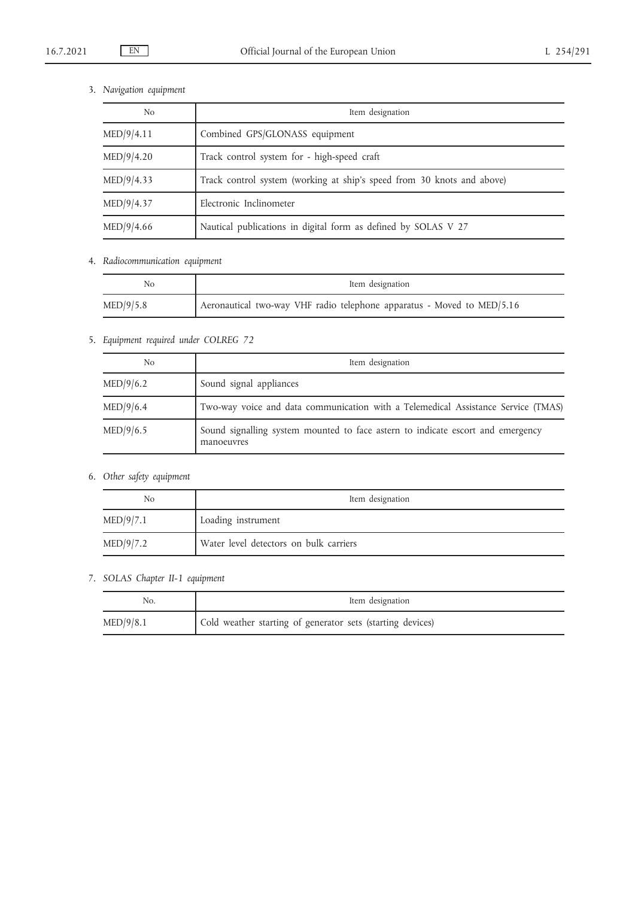3. *Navigation equipment*

| No | Item designation |
|---|---|
| MED/9/4.11 | Combined GPS/GLONASS equipment |
| MED/9/4.20 | Track control system for - high-speed craft |
| MED/9/4.33 | Track control system (working at ship's speed from 30 knots and above) |
| MED/9/4.37 | Electronic Inclinometer |
| MED/9/4.66 | Nautical publications in digital form as defined by SOLAS V 27 |

4. *Radiocommunication equipment*

| No | Item designation |
|---|---|
| MED/9/5.8 | Aeronautical two-way VHF radio telephone apparatus - Moved to MED/5.16 |

5. *Equipment required under COLREG 72*

| No | Item designation |
|---|---|
| MED/9/6.2 | Sound signal appliances |
| MED/9/6.4 | Two-way voice and data communication with a Telemedical Assistance Service (TMAS) |
| MED/9/6.5 | Sound signalling system mounted to face astern to indicate escort and emergency manoeuvres |

6. *Other safety equipment*

| No | Item designation |
|---|---|
| MED/9/7.1 | Loading instrument |
| MED/9/7.2 | Water level detectors on bulk carriers |

7. *SOLAS Chapter II-1 equipment*

| No. | Item designation |
|---|---|
| MED/9/8.1 | Cold weather starting of generator sets (starting devices) |